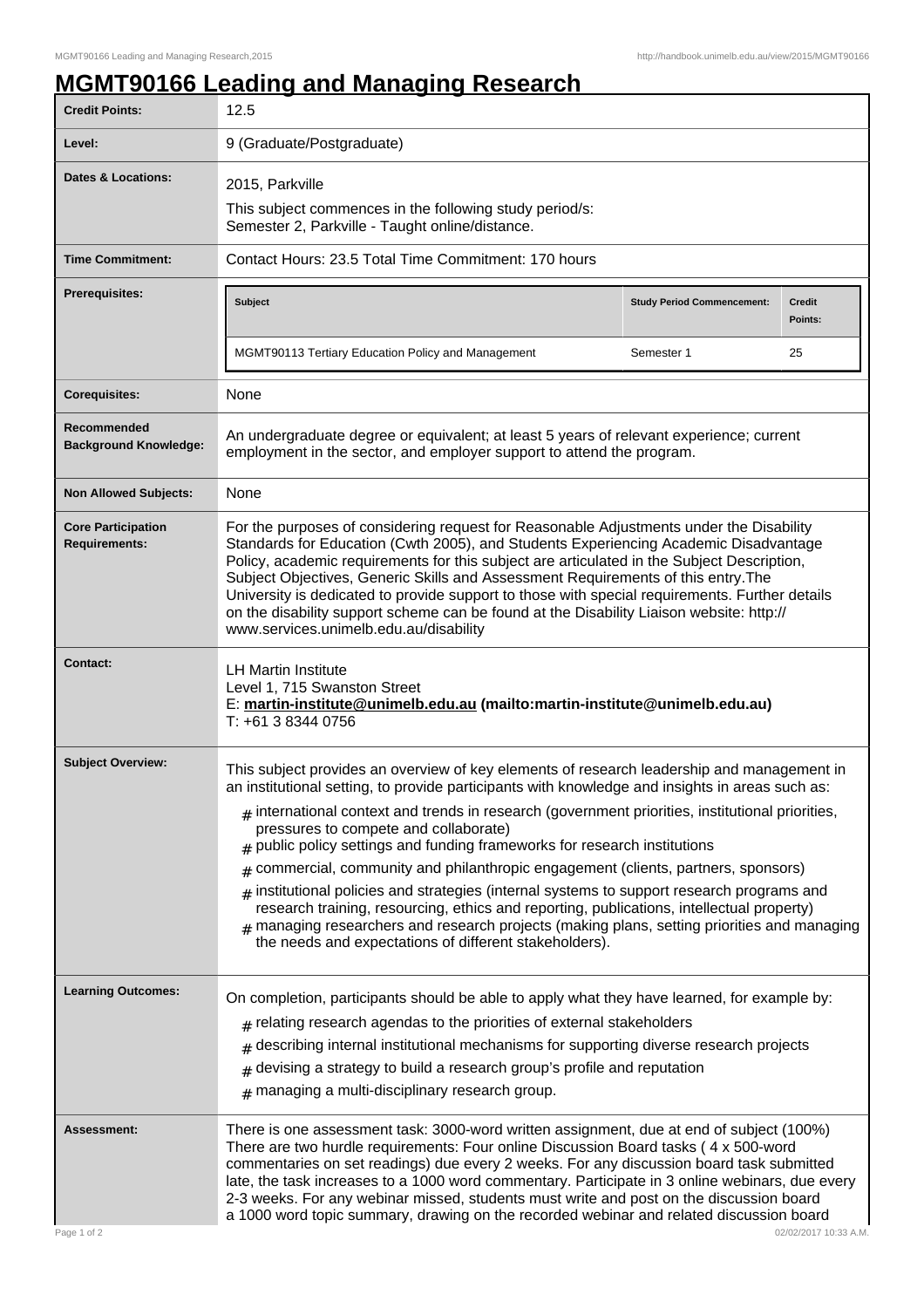# MGMT90166 Leading and Managing Research

| | |
|---|---|
| **Credit Points:** | 12.5 |
| **Level:** | 9 (Graduate/Postgraduate) |
| **Dates & Locations:** | 2015, Parkville<br>This subject commences in the following study period/s:<br>Semester 2, Parkville - Taught online/distance. |
| **Time Commitment:** | Contact Hours: 23.5 Total Time Commitment: 170 hours |
| **Prerequisites:** | **Subject** / **Study Period Commencement:** / **Credit Points:**<br>MGMT90113 Tertiary Education Policy and Management / Semester 1 / 25 |
| **Corequisites:** | None |
| **Recommended Background Knowledge:** | An undergraduate degree or equivalent; at least 5 years of relevant experience; current employment in the sector, and employer support to attend the program. |
| **Non Allowed Subjects:** | None |
| **Core Participation Requirements:** | For the purposes of considering request for Reasonable Adjustments under the Disability Standards for Education (Cwth 2005), and Students Experiencing Academic Disadvantage Policy, academic requirements for this subject are articulated in the Subject Description, Subject Objectives, Generic Skills and Assessment Requirements of this entry.The University is dedicated to provide support to those with special requirements. Further details on the disability support scheme can be found at the Disability Liaison website: http://www.services.unimelb.edu.au/disability |
| **Contact:** | LH Martin Institute<br>Level 1, 715 Swanston Street<br>E: **martin-institute@unimelb.edu.au (mailto:martin-institute@unimelb.edu.au)**<br>T: +61 3 8344 0756 |
| **Subject Overview:** | This subject provides an overview of key elements of research leadership and management in an institutional setting, to provide participants with knowledge and insights in areas such as:<br># international context and trends in research (government priorities, institutional priorities, pressures to compete and collaborate)<br># public policy settings and funding frameworks for research institutions<br># commercial, community and philanthropic engagement (clients, partners, sponsors)<br># institutional policies and strategies (internal systems to support research programs and research training, resourcing, ethics and reporting, publications, intellectual property)<br># managing researchers and research projects (making plans, setting priorities and managing the needs and expectations of different stakeholders). |
| **Learning Outcomes:** | On completion, participants should be able to apply what they have learned, for example by:<br># relating research agendas to the priorities of external stakeholders<br># describing internal institutional mechanisms for supporting diverse research projects<br># devising a strategy to build a research group's profile and reputation<br># managing a multi-disciplinary research group. |
| **Assessment:** | There is one assessment task: 3000-word written assignment, due at end of subject (100%) There are two hurdle requirements: Four online Discussion Board tasks ( 4 x 500-word commentaries on set readings) due every 2 weeks. For any discussion board task submitted late, the task increases to a 1000 word commentary. Participate in 3 online webinars, due every 2-3 weeks. For any webinar missed, students must write and post on the discussion board a 1000 word topic summary, drawing on the recorded webinar and related discussion board |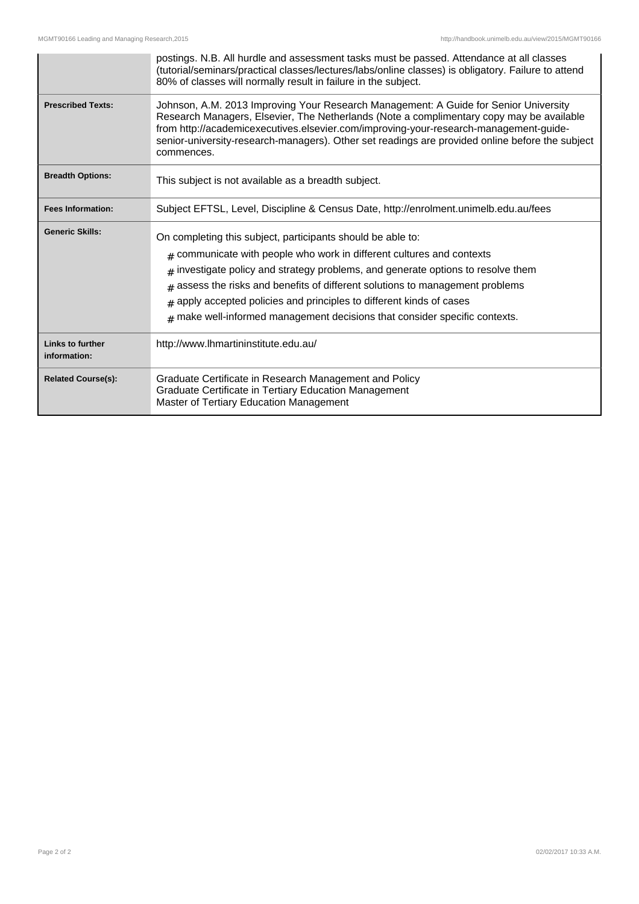| | |
|---|---|
| | postings. N.B. All hurdle and assessment tasks must be passed. Attendance at all classes (tutorial/seminars/practical classes/lectures/labs/online classes) is obligatory. Failure to attend 80% of classes will normally result in failure in the subject. |
| **Prescribed Texts:** | Johnson, A.M. 2013 Improving Your Research Management: A Guide for Senior University Research Managers, Elsevier, The Netherlands (Note a complimentary copy may be available from http://academicexecutives.elsevier.com/improving-your-research-management-guide-senior-university-research-managers). Other set readings are provided online before the subject commences. |
| **Breadth Options:** | This subject is not available as a breadth subject. |
| **Fees Information:** | Subject EFTSL, Level, Discipline & Census Date, http://enrolment.unimelb.edu.au/fees |
| **Generic Skills:** | On completing this subject, participants should be able to:<br># communicate with people who work in different cultures and contexts<br># investigate policy and strategy problems, and generate options to resolve them<br># assess the risks and benefits of different solutions to management problems<br># apply accepted policies and principles to different kinds of cases<br># make well-informed management decisions that consider specific contexts. |
| **Links to further information:** | http://www.lhmartininstitute.edu.au/ |
| **Related Course(s):** | Graduate Certificate in Research Management and Policy<br>Graduate Certificate in Tertiary Education Management<br>Master of Tertiary Education Management |